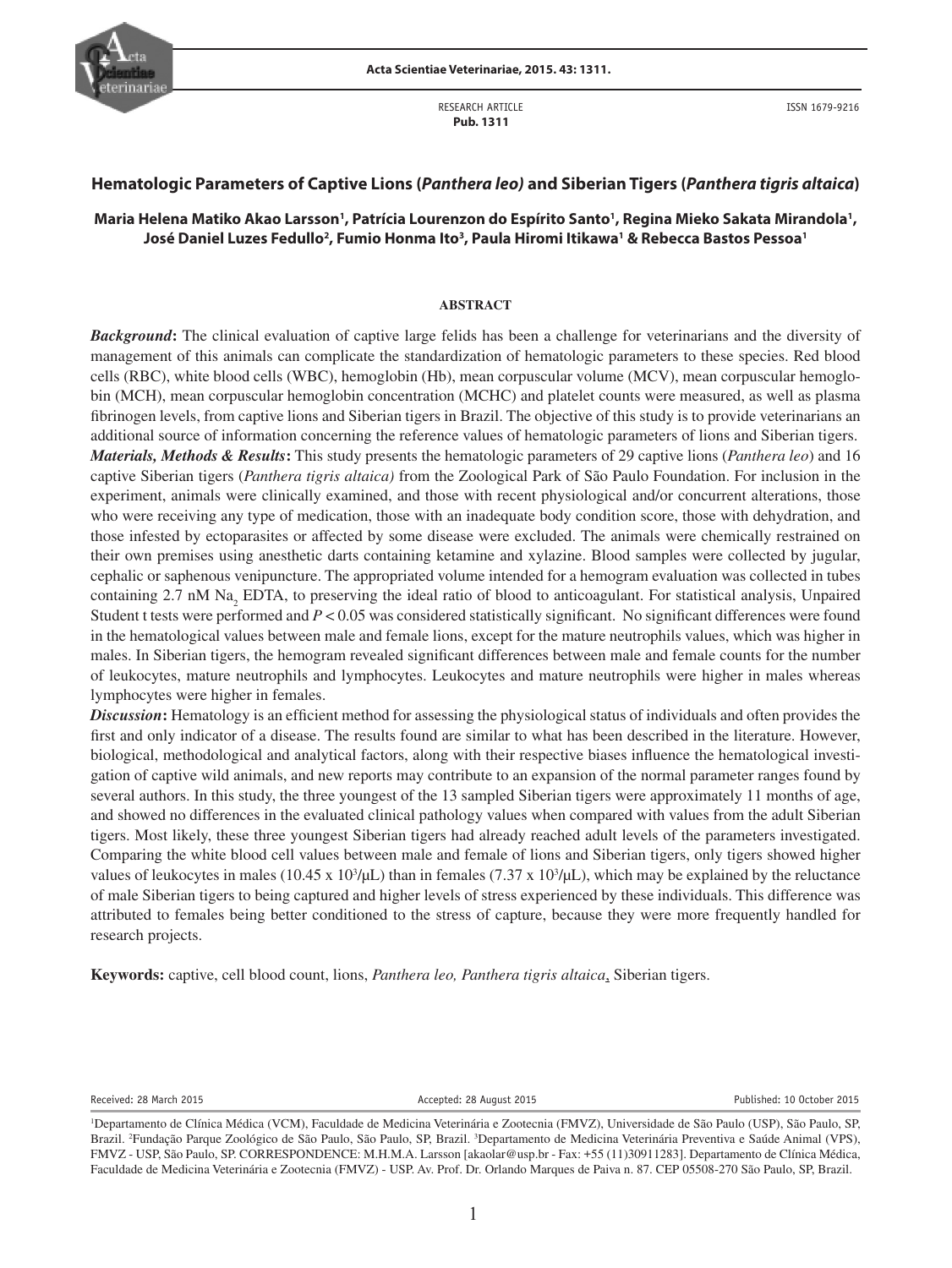RESEARCH ARTICLE
**Pub. 1311**

ISSN 1679-9216

# Hematologic Parameters of Captive Lions (*Panthera leo)* and Siberian Tigers (*Panthera tigris altaica*)

**Maria Helena Matiko Akao Larsson[1], Patrícia Lourenzon do Espírito Santo[1], Regina Mieko Sakata Mirandola[1], José Daniel Luzes Fedullo[2], Fumio Honma Ito[3], Paula Hiromi Itikawa[1] & Rebecca Bastos Pessoa[1]**

## ABSTRACT

***Background*:** The clinical evaluation of captive large felids has been a challenge for veterinarians and the diversity of management of this animals can complicate the standardization of hematologic parameters to these species. Red blood cells (RBC), white blood cells (WBC), hemoglobin (Hb), mean corpuscular volume (MCV), mean corpuscular hemoglobin (MCH), mean corpuscular hemoglobin concentration (MCHC) and platelet counts were measured, as well as plasma fibrinogen levels, from captive lions and Siberian tigers in Brazil. The objective of this study is to provide veterinarians an additional source of information concerning the reference values of hematologic parameters of lions and Siberian tigers.

***Materials, Methods & Results*:** This study presents the hematologic parameters of 29 captive lions (*Panthera leo*) and 16 captive Siberian tigers (*Panthera tigris altaica)* from the Zoological Park of São Paulo Foundation. For inclusion in the experiment, animals were clinically examined, and those with recent physiological and/or concurrent alterations, those who were receiving any type of medication, those with an inadequate body condition score, those with dehydration, and those infested by ectoparasites or affected by some disease were excluded. The animals were chemically restrained on their own premises using anesthetic darts containing ketamine and xylazine. Blood samples were collected by jugular, cephalic or saphenous venipuncture. The appropriated volume intended for a hemogram evaluation was collected in tubes containing 2.7 nM $Na_2$ EDTA, to preserving the ideal ratio of blood to anticoagulant. For statistical analysis, Unpaired Student t tests were performed and $P < 0.05$ was considered statistically significant. No significant differences were found in the hematological values between male and female lions, except for the mature neutrophils values, which was higher in males. In Siberian tigers, the hemogram revealed significant differences between male and female counts for the number of leukocytes, mature neutrophils and lymphocytes. Leukocytes and mature neutrophils were higher in males whereas lymphocytes were higher in females.

***Discussion*:** Hematology is an efficient method for assessing the physiological status of individuals and often provides the first and only indicator of a disease. The results found are similar to what has been described in the literature. However, biological, methodological and analytical factors, along with their respective biases influence the hematological investigation of captive wild animals, and new reports may contribute to an expansion of the normal parameter ranges found by several authors. In this study, the three youngest of the 13 sampled Siberian tigers were approximately 11 months of age, and showed no differences in the evaluated clinical pathology values when compared with values from the adult Siberian tigers. Most likely, these three youngest Siberian tigers had already reached adult levels of the parameters investigated. Comparing the white blood cell values between male and female of lions and Siberian tigers, only tigers showed higher values of leukocytes in males ($10.45 \times 10^3/\mu L$) than in females ($7.37 \times 10^3/\mu L$), which may be explained by the reluctance of male Siberian tigers to being captured and higher levels of stress experienced by these individuals. This difference was attributed to females being better conditioned to the stress of capture, because they were more frequently handled for research projects.

**Keywords:** captive, cell blood count, lions, *Panthera leo, Panthera tigris altaica*, Siberian tigers.

Received: 28 March 2015 Accepted: 28 August 2015 Published: 10 October 2015

[1]Departamento de Clínica Médica (VCM), Faculdade de Medicina Veterinária e Zootecnia (FMVZ), Universidade de São Paulo (USP), São Paulo, SP, Brazil. [2]Fundação Parque Zoológico de São Paulo, São Paulo, SP, Brazil. [3]Departamento de Medicina Veterinária Preventiva e Saúde Animal (VPS), FMVZ - USP, São Paulo, SP. CORRESPONDENCE: M.H.M.A. Larsson [akaolar@usp.br - Fax: +55 (11)30911283]. Departamento de Clínica Médica, Faculdade de Medicina Veterinária e Zootecnia (FMVZ) - USP. Av. Prof. Dr. Orlando Marques de Paiva n. 87. CEP 05508-270 São Paulo, SP, Brazil.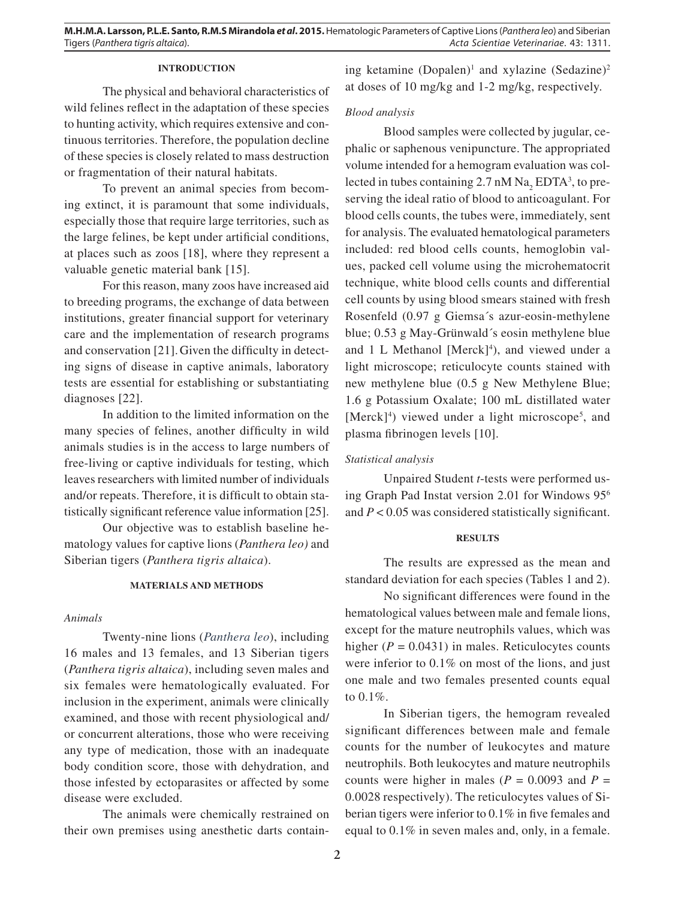## INTRODUCTION

The physical and behavioral characteristics of wild felines reflect in the adaptation of these species to hunting activity, which requires extensive and continuous territories. Therefore, the population decline of these species is closely related to mass destruction or fragmentation of their natural habitats.

To prevent an animal species from becoming extinct, it is paramount that some individuals, especially those that require large territories, such as the large felines, be kept under artificial conditions, at places such as zoos [18], where they represent a valuable genetic material bank [15].

For this reason, many zoos have increased aid to breeding programs, the exchange of data between institutions, greater financial support for veterinary care and the implementation of research programs and conservation [21]. Given the difficulty in detecting signs of disease in captive animals, laboratory tests are essential for establishing or substantiating diagnoses [22].

In addition to the limited information on the many species of felines, another difficulty in wild animals studies is in the access to large numbers of free-living or captive individuals for testing, which leaves researchers with limited number of individuals and/or repeats. Therefore, it is difficult to obtain statistically significant reference value information [25].

Our objective was to establish baseline hematology values for captive lions (*Panthera leo)* and Siberian tigers (*Panthera tigris altaica*).

## MATERIALS AND METHODS

### *Animals*

Twenty-nine lions (*Panthera leo*), including 16 males and 13 females, and 13 Siberian tigers (*Panthera tigris altaica*), including seven males and six females were hematologically evaluated. For inclusion in the experiment, animals were clinically examined, and those with recent physiological and/or concurrent alterations, those who were receiving any type of medication, those with an inadequate body condition score, those with dehydration, and those infested by ectoparasites or affected by some disease were excluded.

The animals were chemically restrained on their own premises using anesthetic darts containing ketamine (Dopalen)[1] and xylazine (Sedazine)[2] at doses of 10 mg/kg and 1-2 mg/kg, respectively.

### *Blood analysis*

Blood samples were collected by jugular, cephalic or saphenous venipuncture. The appropriated volume intended for a hemogram evaluation was collected in tubes containing 2.7 nM $Na_2$ EDTA[3], to preserving the ideal ratio of blood to anticoagulant. For blood cells counts, the tubes were, immediately, sent for analysis. The evaluated hematological parameters included: red blood cells counts, hemoglobin values, packed cell volume using the microhematocrit technique, white blood cells counts and differential cell counts by using blood smears stained with fresh Rosenfeld (0.97 g Giemsa´s azur-eosin-methylene blue; 0.53 g May-Grünwald´s eosin methylene blue and 1 L Methanol [Merck][4]), and viewed under a light microscope; reticulocyte counts stained with new methylene blue (0.5 g New Methylene Blue; 1.6 g Potassium Oxalate; 100 mL distilled water [Merck][4]) viewed under a light microscope[5], and plasma fibrinogen levels [10].

### *Statistical analysis*

Unpaired Student *t*-tests were performed using Graph Pad Instat version 2.01 for Windows 95[6] and $P < 0.05$ was considered statistically significant.

## RESULTS

The results are expressed as the mean and standard deviation for each species (Tables 1 and 2).

No significant differences were found in the hematological values between male and female lions, except for the mature neutrophils values, which was higher ($P = 0.0431$) in males. Reticulocytes counts were inferior to 0.1% on most of the lions, and just one male and two females presented counts equal to 0.1%.

In Siberian tigers, the hemogram revealed significant differences between male and female counts for the number of leukocytes and mature neutrophils. Both leukocytes and mature neutrophils counts were higher in males ($P = 0.0093$ and $P = 0.0028$ respectively). The reticulocytes values of Siberian tigers were inferior to 0.1% in five females and equal to 0.1% in seven males and, only, in a female.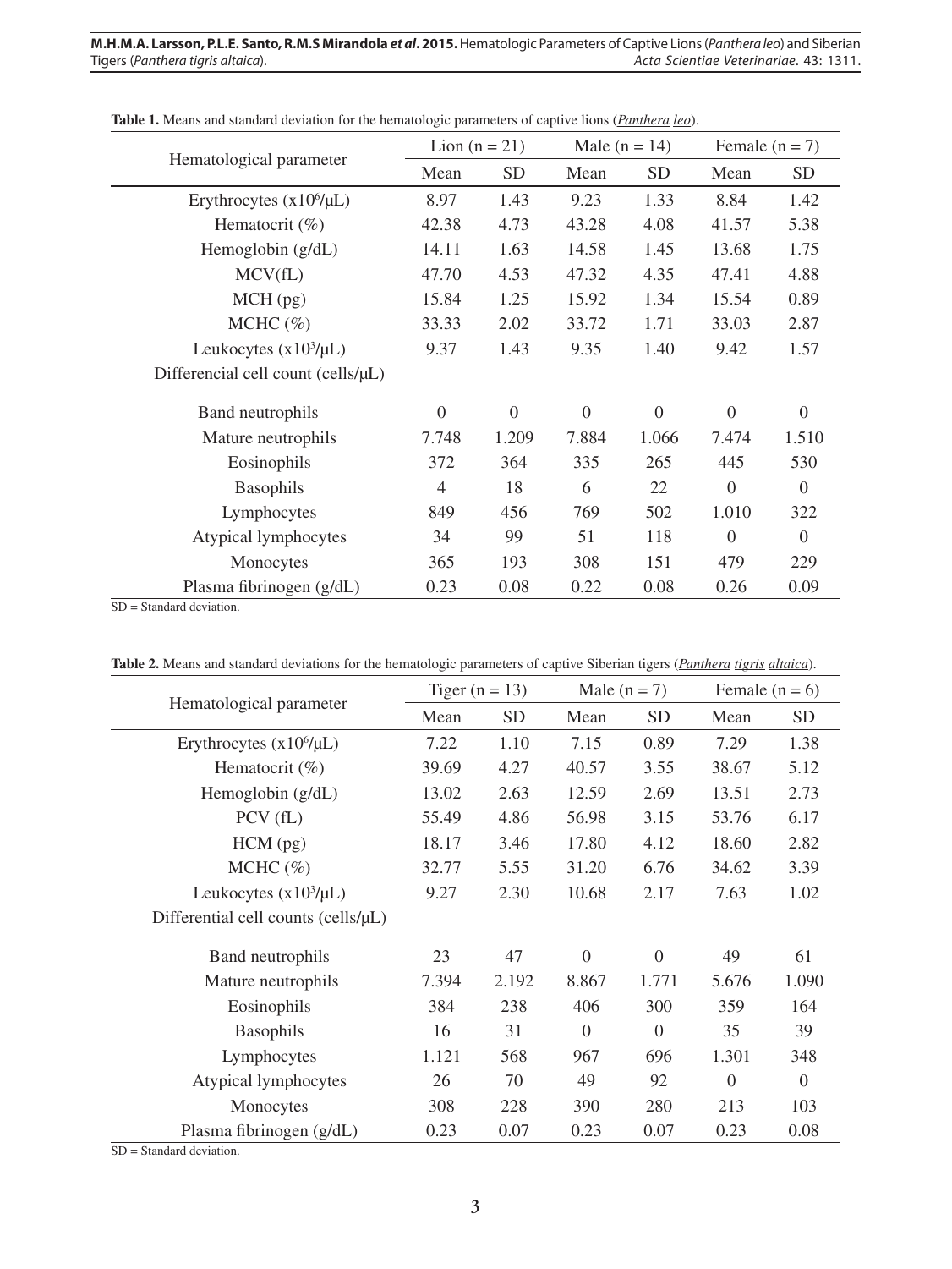**Table 1.** Means and standard deviation for the hematologic parameters of captive lions (*Panthera leo*).

| Hematological parameter | Lion (n = 21) | | Male (n = 14) | | Female (n = 7) | |
|---|---|---|---|---|---|---|
| | Mean | SD | Mean | SD | Mean | SD |
| Erythrocytes ($x10^6/\mu L$) | 8.97 | 1.43 | 9.23 | 1.33 | 8.84 | 1.42 |
| Hematocrit (%) | 42.38 | 4.73 | 43.28 | 4.08 | 41.57 | 5.38 |
| Hemoglobin (g/dL) | 14.11 | 1.63 | 14.58 | 1.45 | 13.68 | 1.75 |
| MCV(fL) | 47.70 | 4.53 | 47.32 | 4.35 | 47.41 | 4.88 |
| MCH (pg) | 15.84 | 1.25 | 15.92 | 1.34 | 15.54 | 0.89 |
| MCHC (%) | 33.33 | 2.02 | 33.72 | 1.71 | 33.03 | 2.87 |
| Leukocytes ($x10^3/\mu L$) | 9.37 | 1.43 | 9.35 | 1.40 | 9.42 | 1.57 |
| Differencial cell count (cells/µL) | | | | | | |
| Band neutrophils | 0 | 0 | 0 | 0 | 0 | 0 |
| Mature neutrophils | 7.748 | 1.209 | 7.884 | 1.066 | 7.474 | 1.510 |
| Eosinophils | 372 | 364 | 335 | 265 | 445 | 530 |
| Basophils | 4 | 18 | 6 | 22 | 0 | 0 |
| Lymphocytes | 849 | 456 | 769 | 502 | 1.010 | 322 |
| Atypical lymphocytes | 34 | 99 | 51 | 118 | 0 | 0 |
| Monocytes | 365 | 193 | 308 | 151 | 479 | 229 |
| Plasma fibrinogen (g/dL) | 0.23 | 0.08 | 0.22 | 0.08 | 0.26 | 0.09 |

SD = Standard deviation.

**Table 2.** Means and standard deviations for the hematologic parameters of captive Siberian tigers (*Panthera tigris altaica*).

| Hematological parameter | Tiger (n = 13) | | Male (n = 7) | | Female (n = 6) | |
|---|---|---|---|---|---|---|
| | Mean | SD | Mean | SD | Mean | SD |
| Erythrocytes ($x10^6/\mu L$) | 7.22 | 1.10 | 7.15 | 0.89 | 7.29 | 1.38 |
| Hematocrit (%) | 39.69 | 4.27 | 40.57 | 3.55 | 38.67 | 5.12 |
| Hemoglobin (g/dL) | 13.02 | 2.63 | 12.59 | 2.69 | 13.51 | 2.73 |
| PCV (fL) | 55.49 | 4.86 | 56.98 | 3.15 | 53.76 | 6.17 |
| HCM (pg) | 18.17 | 3.46 | 17.80 | 4.12 | 18.60 | 2.82 |
| MCHC (%) | 32.77 | 5.55 | 31.20 | 6.76 | 34.62 | 3.39 |
| Leukocytes ($x10^3/\mu L$) | 9.27 | 2.30 | 10.68 | 2.17 | 7.63 | 1.02 |
| Differential cell counts (cells/µL) | | | | | | |
| Band neutrophils | 23 | 47 | 0 | 0 | 49 | 61 |
| Mature neutrophils | 7.394 | 2.192 | 8.867 | 1.771 | 5.676 | 1.090 |
| Eosinophils | 384 | 238 | 406 | 300 | 359 | 164 |
| Basophils | 16 | 31 | 0 | 0 | 35 | 39 |
| Lymphocytes | 1.121 | 568 | 967 | 696 | 1.301 | 348 |
| Atypical lymphocytes | 26 | 70 | 49 | 92 | 0 | 0 |
| Monocytes | 308 | 228 | 390 | 280 | 213 | 103 |
| Plasma fibrinogen (g/dL) | 0.23 | 0.07 | 0.23 | 0.07 | 0.23 | 0.08 |

SD = Standard deviation.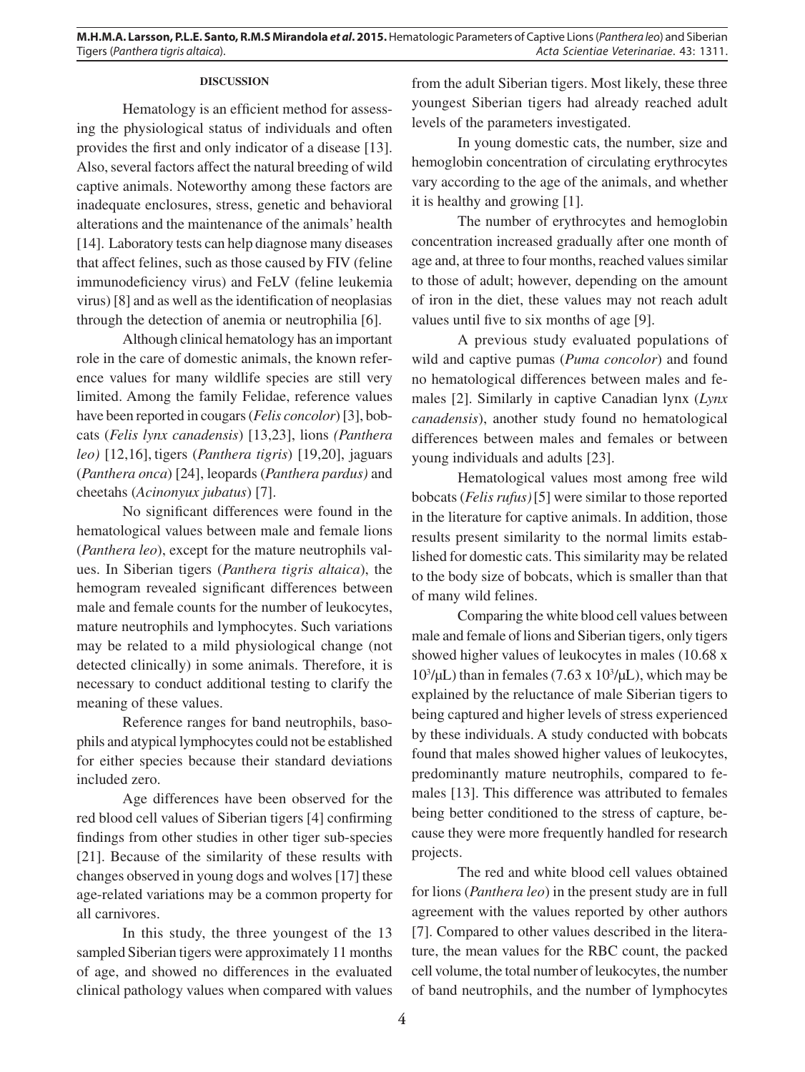## DISCUSSION

Hematology is an efficient method for assessing the physiological status of individuals and often provides the first and only indicator of a disease [13]. Also, several factors affect the natural breeding of wild captive animals. Noteworthy among these factors are inadequate enclosures, stress, genetic and behavioral alterations and the maintenance of the animals' health [14]. Laboratory tests can help diagnose many diseases that affect felines, such as those caused by FIV (feline immunodeficiency virus) and FeLV (feline leukemia virus) [8] and as well as the identification of neoplasias through the detection of anemia or neutrophilia [6].

Although clinical hematology has an important role in the care of domestic animals, the known reference values for many wildlife species are still very limited. Among the family Felidae, reference values have been reported in cougars (*Felis concolor*) [3], bobcats (*Felis lynx canadensis*) [13,23], lions *(Panthera leo)* [12,16], tigers (*Panthera tigris*) [19,20], jaguars (*Panthera onca*) [24], leopards (*Panthera pardus)* and cheetahs (*Acinonyux jubatus*) [7].

No significant differences were found in the hematological values between male and female lions (*Panthera leo*), except for the mature neutrophils values. In Siberian tigers (*Panthera tigris altaica*), the hemogram revealed significant differences between male and female counts for the number of leukocytes, mature neutrophils and lymphocytes. Such variations may be related to a mild physiological change (not detected clinically) in some animals. Therefore, it is necessary to conduct additional testing to clarify the meaning of these values.

Reference ranges for band neutrophils, basophils and atypical lymphocytes could not be established for either species because their standard deviations included zero.

Age differences have been observed for the red blood cell values of Siberian tigers [4] confirming findings from other studies in other tiger sub-species [21]. Because of the similarity of these results with changes observed in young dogs and wolves [17] these age-related variations may be a common property for all carnivores.

In this study, the three youngest of the 13 sampled Siberian tigers were approximately 11 months of age, and showed no differences in the evaluated clinical pathology values when compared with values from the adult Siberian tigers. Most likely, these three youngest Siberian tigers had already reached adult levels of the parameters investigated.

In young domestic cats, the number, size and hemoglobin concentration of circulating erythrocytes vary according to the age of the animals, and whether it is healthy and growing [1].

The number of erythrocytes and hemoglobin concentration increased gradually after one month of age and, at three to four months, reached values similar to those of adult; however, depending on the amount of iron in the diet, these values may not reach adult values until five to six months of age [9].

A previous study evaluated populations of wild and captive pumas (*Puma concolor*) and found no hematological differences between males and females [2]. Similarly in captive Canadian lynx (*Lynx canadensis*), another study found no hematological differences between males and females or between young individuals and adults [23].

Hematological values most among free wild bobcats (*Felis rufus)* [5] were similar to those reported in the literature for captive animals. In addition, those results present similarity to the normal limits established for domestic cats. This similarity may be related to the body size of bobcats, which is smaller than that of many wild felines.

Comparing the white blood cell values between male and female of lions and Siberian tigers, only tigers showed higher values of leukocytes in males (10.68 x $10^3$/μL) than in females (7.63 x $10^3$/μL), which may be explained by the reluctance of male Siberian tigers to being captured and higher levels of stress experienced by these individuals. A study conducted with bobcats found that males showed higher values of leukocytes, predominantly mature neutrophils, compared to females [13]. This difference was attributed to females being better conditioned to the stress of capture, because they were more frequently handled for research projects.

The red and white blood cell values obtained for lions (*Panthera leo*) in the present study are in full agreement with the values reported by other authors [7]. Compared to other values described in the literature, the mean values for the RBC count, the packed cell volume, the total number of leukocytes, the number of band neutrophils, and the number of lymphocytes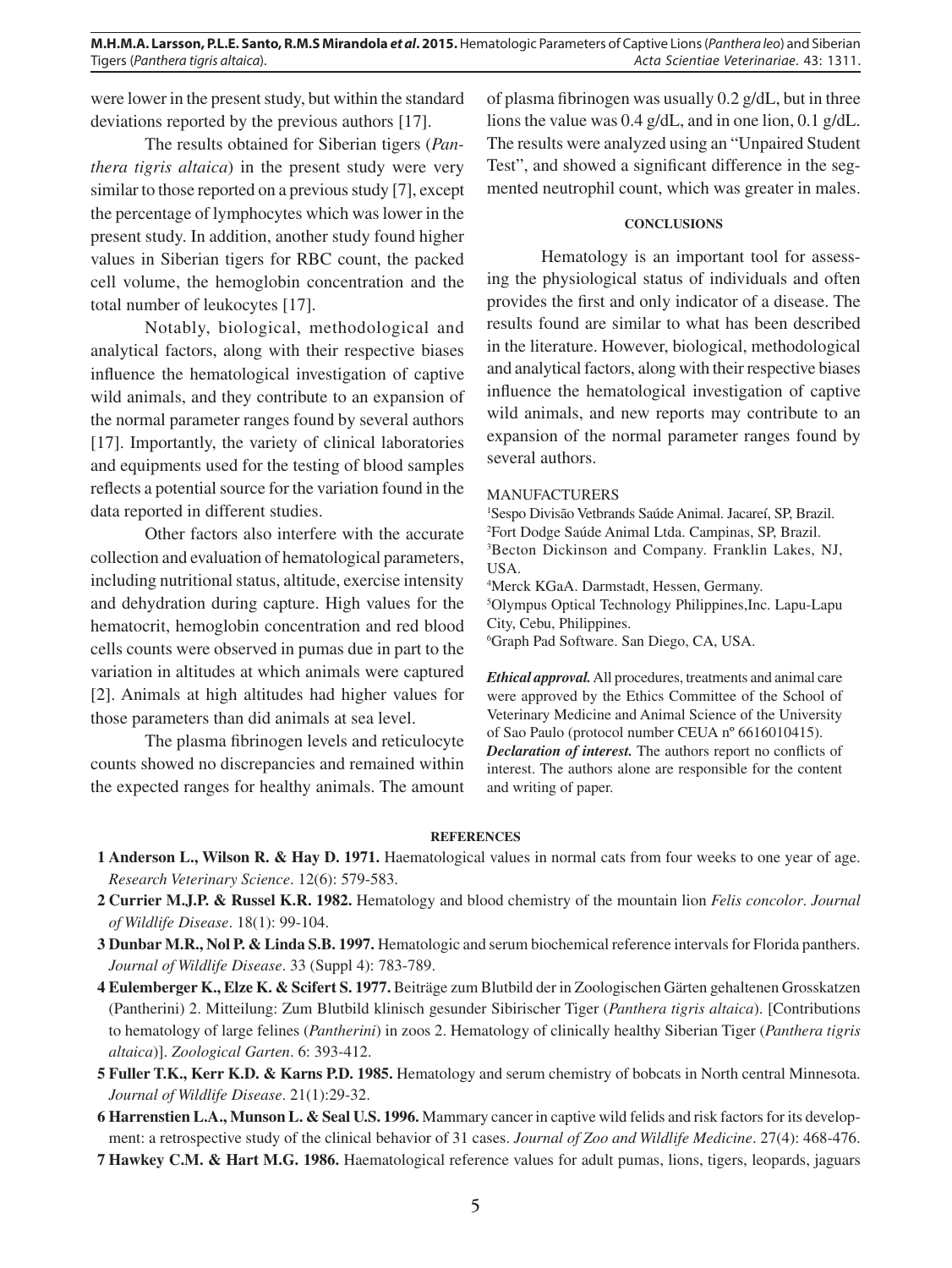were lower in the present study, but within the standard deviations reported by the previous authors [17].

The results obtained for Siberian tigers (*Panthera tigris altaica*) in the present study were very similar to those reported on a previous study [7], except the percentage of lymphocytes which was lower in the present study. In addition, another study found higher values in Siberian tigers for RBC count, the packed cell volume, the hemoglobin concentration and the total number of leukocytes [17].

Notably, biological, methodological and analytical factors, along with their respective biases influence the hematological investigation of captive wild animals, and they contribute to an expansion of the normal parameter ranges found by several authors [17]. Importantly, the variety of clinical laboratories and equipments used for the testing of blood samples reflects a potential source for the variation found in the data reported in different studies.

Other factors also interfere with the accurate collection and evaluation of hematological parameters, including nutritional status, altitude, exercise intensity and dehydration during capture. High values for the hematocrit, hemoglobin concentration and red blood cells counts were observed in pumas due in part to the variation in altitudes at which animals were captured [2]. Animals at high altitudes had higher values for those parameters than did animals at sea level.

The plasma fibrinogen levels and reticulocyte counts showed no discrepancies and remained within the expected ranges for healthy animals. The amount of plasma fibrinogen was usually 0.2 g/dL, but in three lions the value was 0.4 g/dL, and in one lion, 0.1 g/dL. The results were analyzed using an "Unpaired Student Test", and showed a significant difference in the segmented neutrophil count, which was greater in males.

## CONCLUSIONS

Hematology is an important tool for assessing the physiological status of individuals and often provides the first and only indicator of a disease. The results found are similar to what has been described in the literature. However, biological, methodological and analytical factors, along with their respective biases influence the hematological investigation of captive wild animals, and new reports may contribute to an expansion of the normal parameter ranges found by several authors.

MANUFACTURERS

[1]Sespo Divisão Vetbrands Saúde Animal. Jacareí, SP, Brazil.
[2]Fort Dodge Saúde Animal Ltda. Campinas, SP, Brazil.
[3]Becton Dickinson and Company. Franklin Lakes, NJ, USA.
[4]Merck KGaA. Darmstadt, Hessen, Germany.
[5]Olympus Optical Technology Philippines,Inc. Lapu-Lapu City, Cebu, Philippines.
[6]Graph Pad Software. San Diego, CA, USA.

***Ethical approval.*** All procedures, treatments and animal care were approved by the Ethics Committee of the School of Veterinary Medicine and Animal Science of the University of Sao Paulo (protocol number CEUA nº 6616010415).
***Declaration of interest.*** The authors report no conflicts of interest. The authors alone are responsible for the content and writing of paper.

## REFERENCES

**1 Anderson L., Wilson R. & Hay D. 1971.** Haematological values in normal cats from four weeks to one year of age. *Research Veterinary Science*. 12(6): 579-583.

**2 Currier M.J.P. & Russel K.R. 1982.** Hematology and blood chemistry of the mountain lion *Felis concolor*. *Journal of Wildlife Disease*. 18(1): 99-104.

**3 Dunbar M.R., Nol P. & Linda S.B. 1997.** Hematologic and serum biochemical reference intervals for Florida panthers. *Journal of Wildlife Disease*. 33 (Suppl 4): 783-789.

**4 Eulemberger K., Elze K. & Scifert S. 1977.** Beiträge zum Blutbild der in Zoologischen Gärten gehaltenen Grosskatzen (Pantherini) 2. Mitteilung: Zum Blutbild klinisch gesunder Sibirischer Tiger (*Panthera tigris altaica*). [Contributions to hematology of large felines (*Pantherini*) in zoos 2. Hematology of clinically healthy Siberian Tiger (*Panthera tigris altaica*)]. *Zoological Garten*. 6: 393-412.

**5 Fuller T.K., Kerr K.D. & Karns P.D. 1985.** Hematology and serum chemistry of bobcats in North central Minnesota. *Journal of Wildlife Disease*. 21(1):29-32.

**6 Harrenstien L.A., Munson L. & Seal U.S. 1996.** Mammary cancer in captive wild felids and risk factors for its development: a retrospective study of the clinical behavior of 31 cases. *Journal of Zoo and Wildlife Medicine*. 27(4): 468-476.

**7 Hawkey C.M. & Hart M.G. 1986.** Haematological reference values for adult pumas, lions, tigers, leopards, jaguars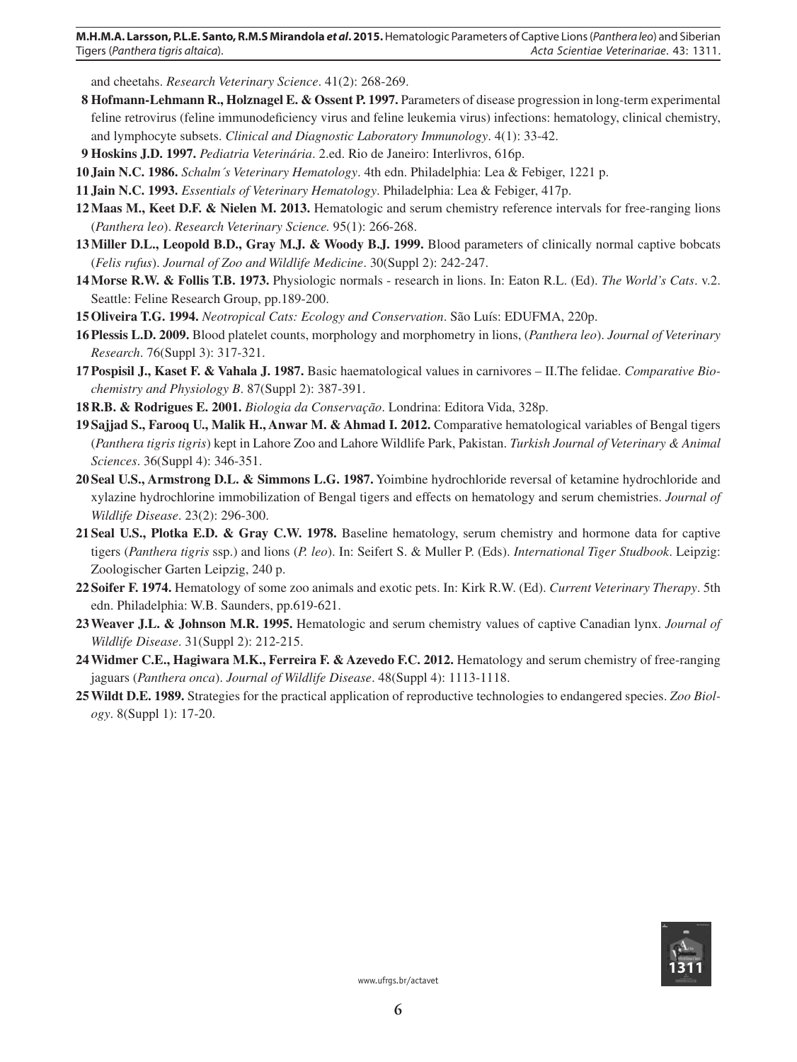and cheetahs. *Research Veterinary Science*. 41(2): 268-269.

**8 Hofmann-Lehmann R., Holznagel E. & Ossent P. 1997.** Parameters of disease progression in long-term experimental feline retrovirus (feline immunodeficiency virus and feline leukemia virus) infections: hematology, clinical chemistry, and lymphocyte subsets. *Clinical and Diagnostic Laboratory Immunology*. 4(1): 33-42.

**9 Hoskins J.D. 1997.** *Pediatria Veterinária*. 2.ed. Rio de Janeiro: Interlivros, 616p.

**10 Jain N.C. 1986.** *Schalm´s Veterinary Hematology*. 4th edn. Philadelphia: Lea & Febiger, 1221 p.

**11 Jain N.C. 1993.** *Essentials of Veterinary Hematology*. Philadelphia: Lea & Febiger, 417p.

**12 Maas M., Keet D.F. & Nielen M. 2013.** Hematologic and serum chemistry reference intervals for free-ranging lions (*Panthera leo*). *Research Veterinary Science.* 95(1): 266-268.

**13 Miller D.L., Leopold B.D., Gray M.J. & Woody B.J. 1999.** Blood parameters of clinically normal captive bobcats (*Felis rufus*). *Journal of Zoo and Wildlife Medicine*. 30(Suppl 2): 242-247.

**14 Morse R.W. & Follis T.B. 1973.** Physiologic normals - research in lions. In: Eaton R.L. (Ed). *The World's Cats*. v.2. Seattle: Feline Research Group, pp.189-200.

**15 Oliveira T.G. 1994.** *Neotropical Cats: Ecology and Conservation*. São Luís: EDUFMA, 220p.

**16 Plessis L.D. 2009.** Blood platelet counts, morphology and morphometry in lions, (*Panthera leo*). *Journal of Veterinary Research*. 76(Suppl 3): 317-321.

**17 Pospisil J., Kaset F. & Vahala J. 1987.** Basic haematological values in carnivores – II.The felidae. *Comparative Biochemistry and Physiology B*. 87(Suppl 2): 387-391.

**18 R.B. & Rodrigues E. 2001.** *Biologia da Conservação*. Londrina: Editora Vida, 328p.

**19 Sajjad S., Farooq U., Malik H., Anwar M. & Ahmad I. 2012.** Comparative hematological variables of Bengal tigers (*Panthera tigris tigris*) kept in Lahore Zoo and Lahore Wildlife Park, Pakistan. *Turkish Journal of Veterinary & Animal Sciences*. 36(Suppl 4): 346-351.

**20 Seal U.S., Armstrong D.L. & Simmons L.G. 1987.** Yoimbine hydrochloride reversal of ketamine hydrochloride and xylazine hydrochlorine immobilization of Bengal tigers and effects on hematology and serum chemistries. *Journal of Wildlife Disease*. 23(2): 296-300.

**21 Seal U.S., Plotka E.D. & Gray C.W. 1978.** Baseline hematology, serum chemistry and hormone data for captive tigers (*Panthera tigris* ssp.) and lions (*P. leo*). In: Seifert S. & Muller P. (Eds). *International Tiger Studbook*. Leipzig: Zoologischer Garten Leipzig, 240 p.

**22 Soifer F. 1974.** Hematology of some zoo animals and exotic pets. In: Kirk R.W. (Ed). *Current Veterinary Therapy*. 5th edn. Philadelphia: W.B. Saunders, pp.619-621.

**23 Weaver J.L. & Johnson M.R. 1995.** Hematologic and serum chemistry values of captive Canadian lynx. *Journal of Wildlife Disease*. 31(Suppl 2): 212-215.

**24 Widmer C.E., Hagiwara M.K., Ferreira F. & Azevedo F.C. 2012.** Hematology and serum chemistry of free-ranging jaguars (*Panthera onca*). *Journal of Wildlife Disease*. 48(Suppl 4): 1113-1118.

**25 Wildt D.E. 1989.** Strategies for the practical application of reproductive technologies to endangered species. *Zoo Biology*. 8(Suppl 1): 17-20.